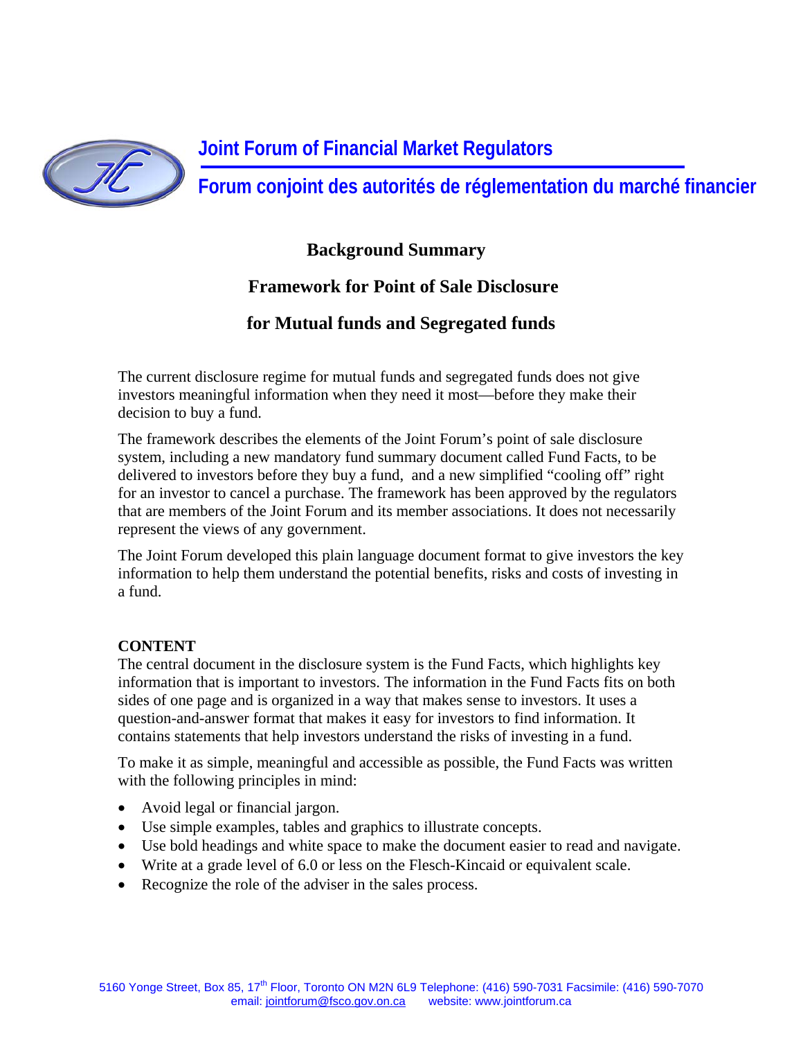# Joint Forum of Financial Market Regulators

# Forum conjoint des autorités de réglementation du marché financier

## Background Summary

## Framework for Point of Sale Disclosure

## for Mutual funds and Segregated funds

The current disclosure regime for mutual funds and segregated funds does not give investors meaningful information when they need it most—before they make their decision to buy a fund.

The framework describes the elements of the Joint Forum's point of sale disclosure system, including a new mandatory fund summary document called Fund Facts, to be delivered to investors before they buy a fund, and a new simplified "cooling off" right for an investor to cancel a purchase. The framework has been approved by the regulators that are members of the Joint Forum and its member associations. It does not necessarily represent the views of any government.

The Joint Forum developed this plain language document format to give investors the key information to help them understand the potential benefits, risks and costs of investing in a fund.

**CONTENT**

The central document in the disclosure system is the Fund Facts, which highlights key information that is important to investors. The information in the Fund Facts fits on both sides of one page and is organized in a way that makes sense to investors. It uses a question-and-answer format that makes it easy for investors to find information. It contains statements that help investors understand the risks of investing in a fund.

To make it as simple, meaningful and accessible as possible, the Fund Facts was written with the following principles in mind:

- Avoid legal or financial jargon.
- Use simple examples, tables and graphics to illustrate concepts.
- Use bold headings and white space to make the document easier to read and navigate.
- Write at a grade level of 6.0 or less on the Flesch-Kincaid or equivalent scale.
- Recognize the role of the adviser in the sales process.

5160 Yonge Street, Box 85, 17th Floor, Toronto ON M2N 6L9 Telephone: (416) 590-7031 Facsimile: (416) 590-7070
email: jointforum@fsco.gov.on.ca website: www.jointforum.ca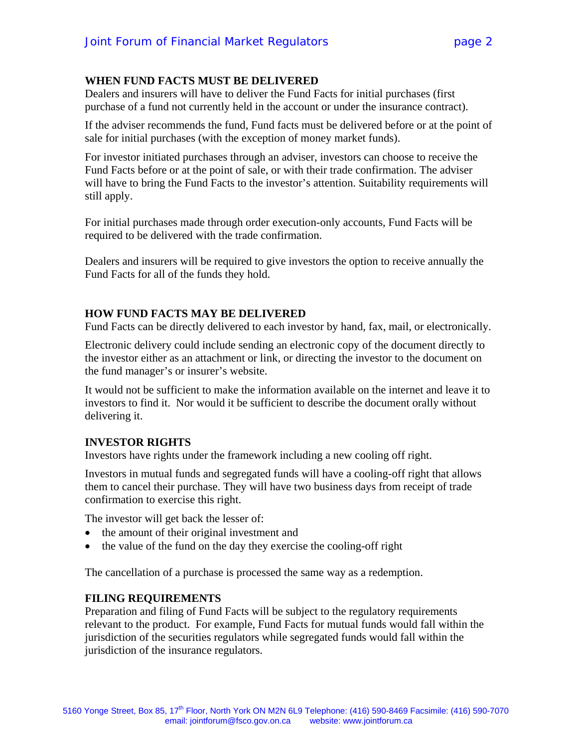## WHEN FUND FACTS MUST BE DELIVERED

Dealers and insurers will have to deliver the Fund Facts for initial purchases (first purchase of a fund not currently held in the account or under the insurance contract).

If the adviser recommends the fund, Fund facts must be delivered before or at the point of sale for initial purchases (with the exception of money market funds).

For investor initiated purchases through an adviser, investors can choose to receive the Fund Facts before or at the point of sale, or with their trade confirmation. The adviser will have to bring the Fund Facts to the investor's attention. Suitability requirements will still apply.

For initial purchases made through order execution-only accounts, Fund Facts will be required to be delivered with the trade confirmation.

Dealers and insurers will be required to give investors the option to receive annually the Fund Facts for all of the funds they hold.

## HOW FUND FACTS MAY BE DELIVERED

Fund Facts can be directly delivered to each investor by hand, fax, mail, or electronically.

Electronic delivery could include sending an electronic copy of the document directly to the investor either as an attachment or link, or directing the investor to the document on the fund manager's or insurer's website.

It would not be sufficient to make the information available on the internet and leave it to investors to find it. Nor would it be sufficient to describe the document orally without delivering it.

## INVESTOR RIGHTS

Investors have rights under the framework including a new cooling off right.

Investors in mutual funds and segregated funds will have a cooling-off right that allows them to cancel their purchase. They will have two business days from receipt of trade confirmation to exercise this right.

The investor will get back the lesser of:

- the amount of their original investment and
- the value of the fund on the day they exercise the cooling-off right

The cancellation of a purchase is processed the same way as a redemption.

## FILING REQUIREMENTS

Preparation and filing of Fund Facts will be subject to the regulatory requirements relevant to the product. For example, Fund Facts for mutual funds would fall within the jurisdiction of the securities regulators while segregated funds would fall within the jurisdiction of the insurance regulators.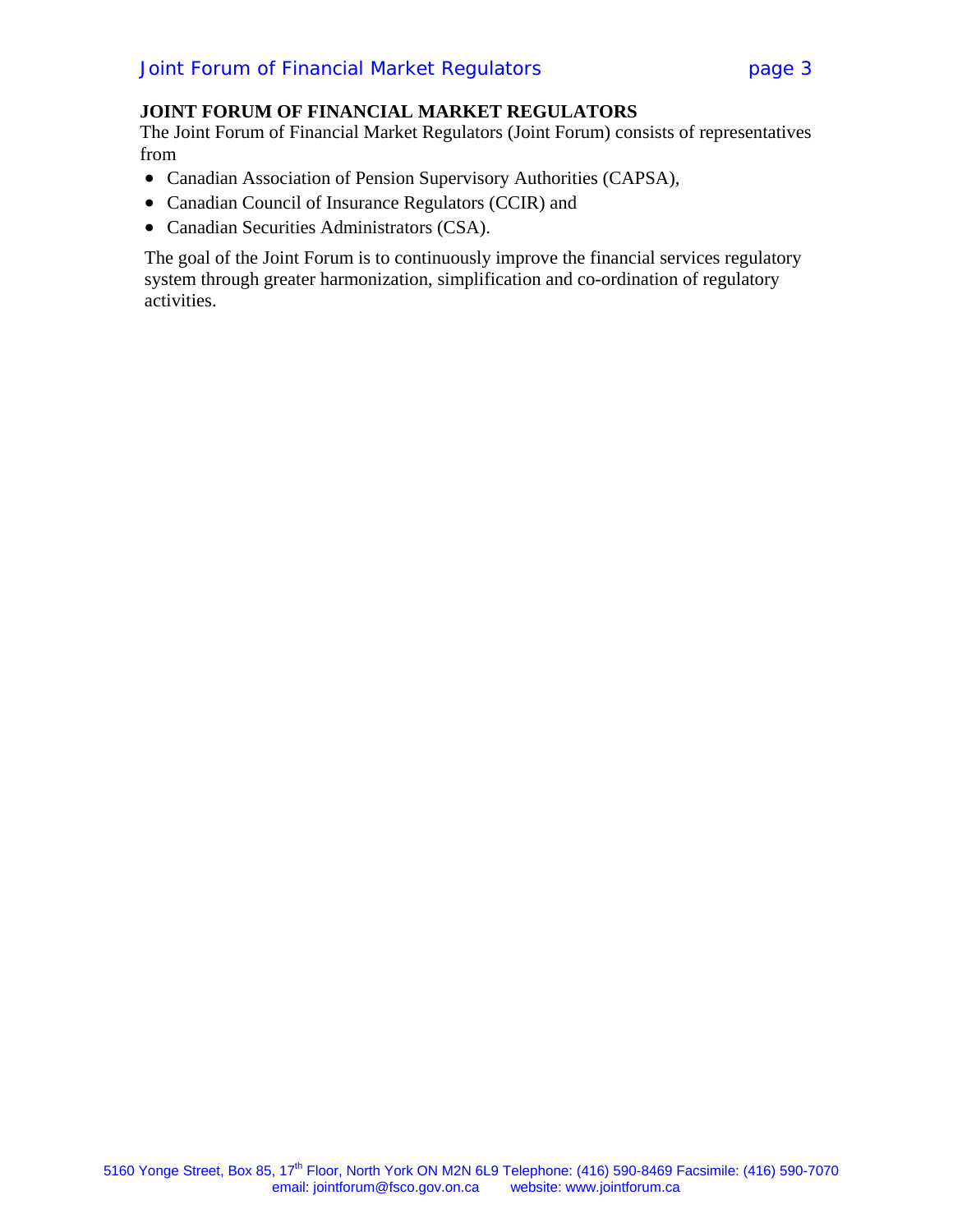**JOINT FORUM OF FINANCIAL MARKET REGULATORS**

The Joint Forum of Financial Market Regulators (Joint Forum) consists of representatives from

- Canadian Association of Pension Supervisory Authorities (CAPSA),
- Canadian Council of Insurance Regulators (CCIR) and
- Canadian Securities Administrators (CSA).

The goal of the Joint Forum is to continuously improve the financial services regulatory system through greater harmonization, simplification and co-ordination of regulatory activities.